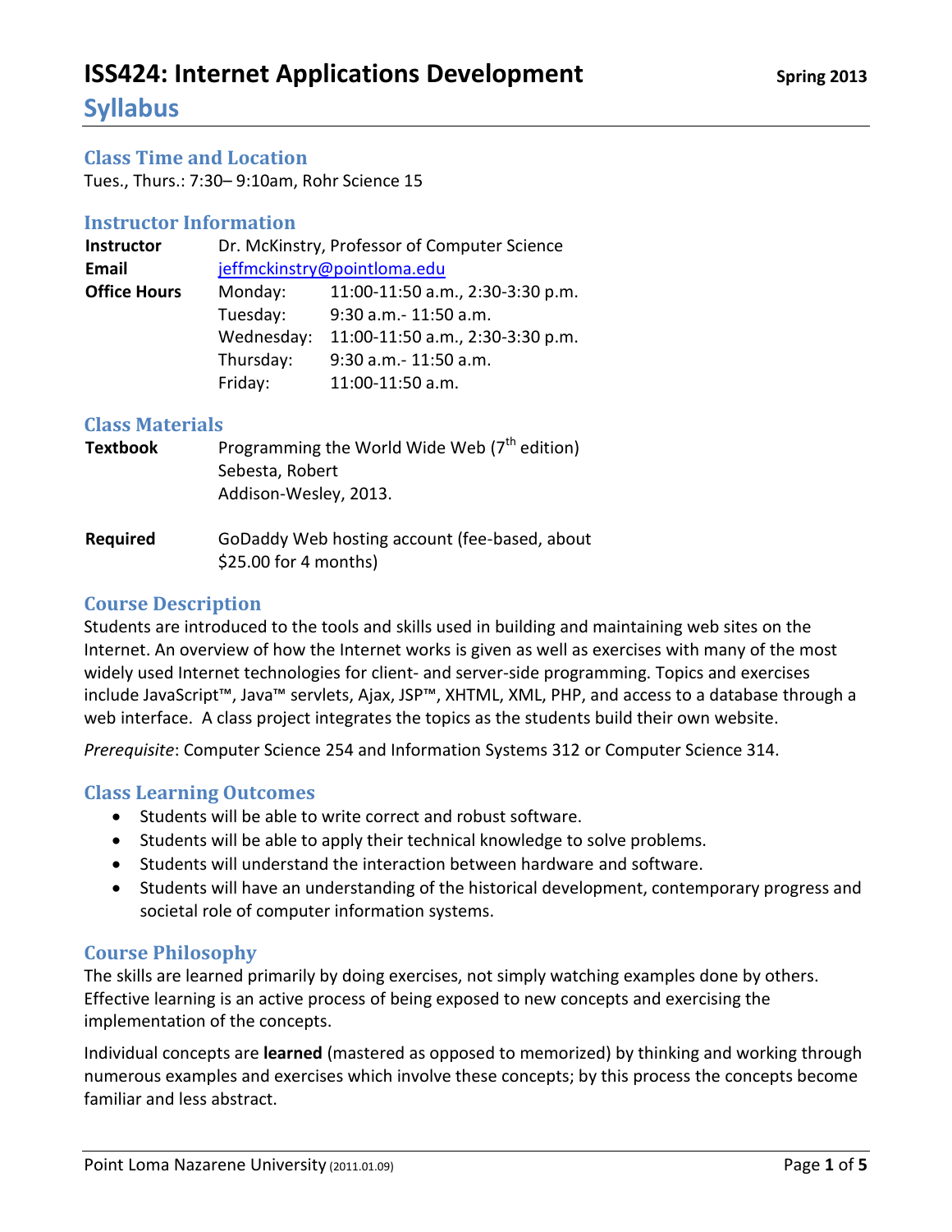# ISS424: Internet Applications Development

Spring 2013

## Syllabus

### Class Time and Location

Tues., Thurs.: 7:30– 9:10am, Rohr Science 15

### Instructor Information

| | | |
|---|---|---|
| **Instructor** | Dr. McKinstry, Professor of Computer Science | |
| **Email** | jeffmckinstry@pointloma.edu | |
| **Office Hours** | Monday: | 11:00-11:50 a.m., 2:30-3:30 p.m. |
| | Tuesday: | 9:30 a.m.- 11:50 a.m. |
| | Wednesday: | 11:00-11:50 a.m., 2:30-3:30 p.m. |
| | Thursday: | 9:30 a.m.- 11:50 a.m. |
| | Friday: | 11:00-11:50 a.m. |

### Class Materials

**Textbook** Programming the World Wide Web (7th edition)
Sebesta, Robert
Addison-Wesley, 2013.

**Required** GoDaddy Web hosting account (fee-based, about $25.00 for 4 months)

### Course Description

Students are introduced to the tools and skills used in building and maintaining web sites on the Internet. An overview of how the Internet works is given as well as exercises with many of the most widely used Internet technologies for client- and server-side programming. Topics and exercises include JavaScript™, Java™ servlets, Ajax, JSP™, XHTML, XML, PHP, and access to a database through a web interface. A class project integrates the topics as the students build their own website.

*Prerequisite*: Computer Science 254 and Information Systems 312 or Computer Science 314.

### Class Learning Outcomes

- Students will be able to write correct and robust software.
- Students will be able to apply their technical knowledge to solve problems.
- Students will understand the interaction between hardware and software.
- Students will have an understanding of the historical development, contemporary progress and societal role of computer information systems.

### Course Philosophy

The skills are learned primarily by doing exercises, not simply watching examples done by others. Effective learning is an active process of being exposed to new concepts and exercising the implementation of the concepts.

Individual concepts are **learned** (mastered as opposed to memorized) by thinking and working through numerous examples and exercises which involve these concepts; by this process the concepts become familiar and less abstract.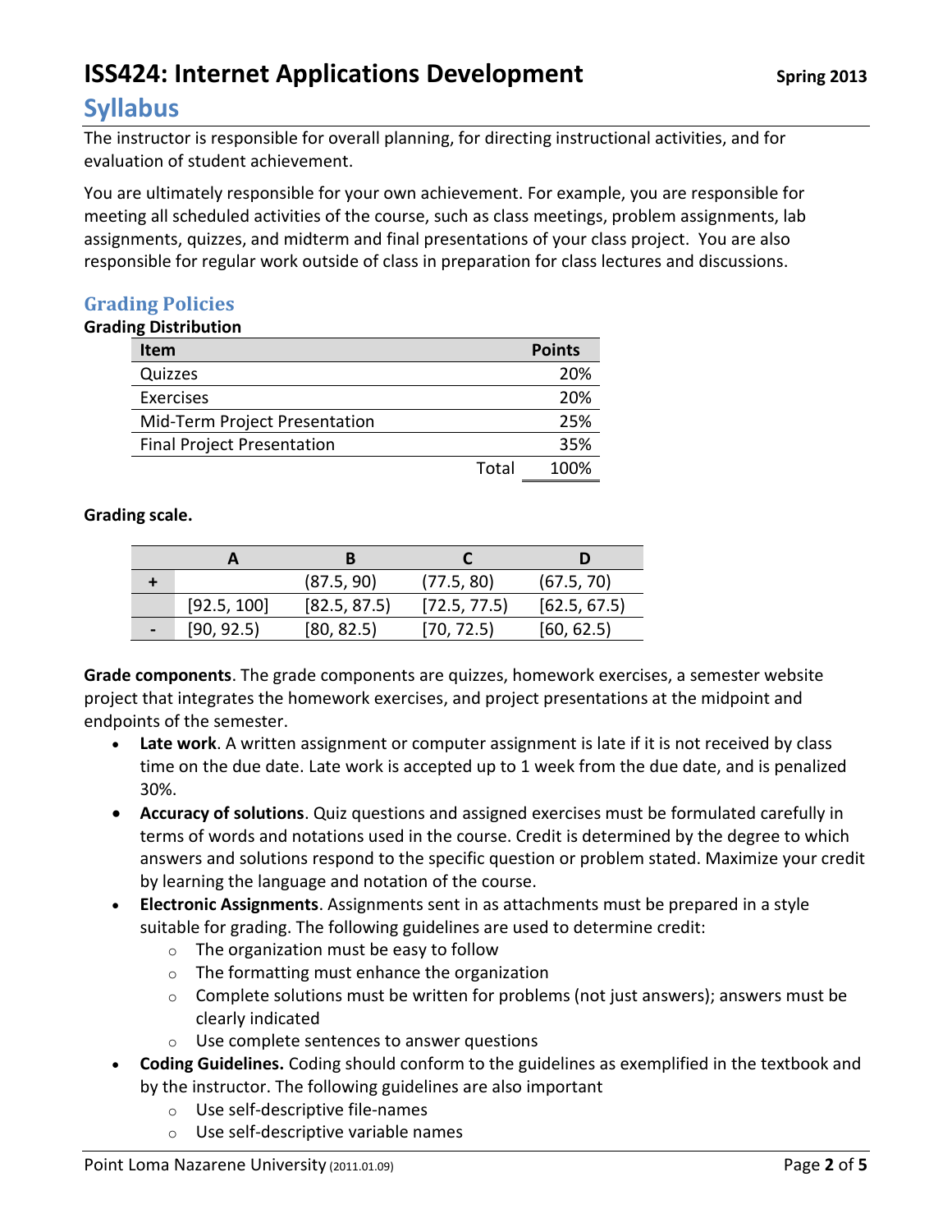# ISS424: Internet Applications Development

Spring 2013

## Syllabus

The instructor is responsible for overall planning, for directing instructional activities, and for evaluation of student achievement.

You are ultimately responsible for your own achievement. For example, you are responsible for meeting all scheduled activities of the course, such as class meetings, problem assignments, lab assignments, quizzes, and midterm and final presentations of your class project. You are also responsible for regular work outside of class in preparation for class lectures and discussions.

### Grading Policies

**Grading Distribution**

| Item | Points |
|---|---|
| Quizzes | 20% |
| Exercises | 20% |
| Mid-Term Project Presentation | 25% |
| Final Project Presentation | 35% |
| Total | 100% |

**Grading scale.**

| | A | B | C | D |
|---|---|---|---|---|
| + | | (87.5, 90) | (77.5, 80) | (67.5, 70) |
| | [92.5, 100] | [82.5, 87.5) | [72.5, 77.5) | [62.5, 67.5) |
| - | [90, 92.5) | [80, 82.5) | [70, 72.5) | [60, 62.5) |

**Grade components**. The grade components are quizzes, homework exercises, a semester website project that integrates the homework exercises, and project presentations at the midpoint and endpoints of the semester.

- **Late work**. A written assignment or computer assignment is late if it is not received by class time on the due date. Late work is accepted up to 1 week from the due date, and is penalized 30%.
- **Accuracy of solutions**. Quiz questions and assigned exercises must be formulated carefully in terms of words and notations used in the course. Credit is determined by the degree to which answers and solutions respond to the specific question or problem stated. Maximize your credit by learning the language and notation of the course.
- **Electronic Assignments**. Assignments sent in as attachments must be prepared in a style suitable for grading. The following guidelines are used to determine credit:
  - The organization must be easy to follow
  - The formatting must enhance the organization
  - Complete solutions must be written for problems (not just answers); answers must be clearly indicated
  - Use complete sentences to answer questions
- **Coding Guidelines.** Coding should conform to the guidelines as exemplified in the textbook and by the instructor. The following guidelines are also important
  - Use self-descriptive file-names
  - Use self-descriptive variable names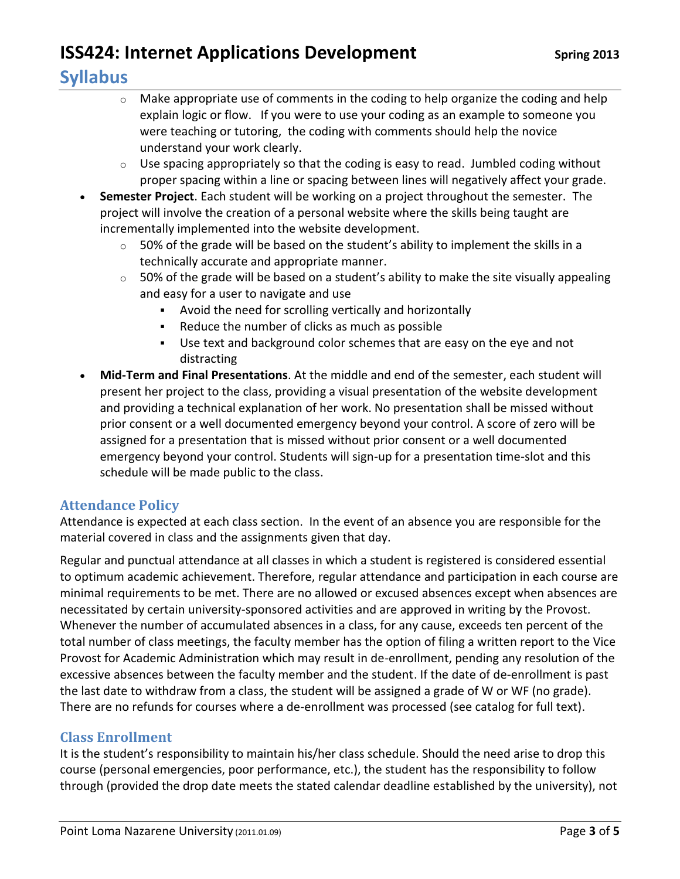- Make appropriate use of comments in the coding to help organize the coding and help explain logic or flow. If you were to use your coding as an example to someone you were teaching or tutoring, the coding with comments should help the novice understand your work clearly.
    - Use spacing appropriately so that the coding is easy to read. Jumbled coding without proper spacing within a line or spacing between lines will negatively affect your grade.
- **Semester Project**. Each student will be working on a project throughout the semester. The project will involve the creation of a personal website where the skills being taught are incrementally implemented into the website development.
    - 50% of the grade will be based on the student's ability to implement the skills in a technically accurate and appropriate manner.
    - 50% of the grade will be based on a student's ability to make the site visually appealing and easy for a user to navigate and use
        - Avoid the need for scrolling vertically and horizontally
        - Reduce the number of clicks as much as possible
        - Use text and background color schemes that are easy on the eye and not distracting
- **Mid-Term and Final Presentations**. At the middle and end of the semester, each student will present her project to the class, providing a visual presentation of the website development and providing a technical explanation of her work. No presentation shall be missed without prior consent or a well documented emergency beyond your control. A score of zero will be assigned for a presentation that is missed without prior consent or a well documented emergency beyond your control. Students will sign-up for a presentation time-slot and this schedule will be made public to the class.

## Attendance Policy

Attendance is expected at each class section. In the event of an absence you are responsible for the material covered in class and the assignments given that day.

Regular and punctual attendance at all classes in which a student is registered is considered essential to optimum academic achievement. Therefore, regular attendance and participation in each course are minimal requirements to be met. There are no allowed or excused absences except when absences are necessitated by certain university-sponsored activities and are approved in writing by the Provost. Whenever the number of accumulated absences in a class, for any cause, exceeds ten percent of the total number of class meetings, the faculty member has the option of filing a written report to the Vice Provost for Academic Administration which may result in de-enrollment, pending any resolution of the excessive absences between the faculty member and the student. If the date of de-enrollment is past the last date to withdraw from a class, the student will be assigned a grade of W or WF (no grade). There are no refunds for courses where a de-enrollment was processed (see catalog for full text).

## Class Enrollment

It is the student's responsibility to maintain his/her class schedule. Should the need arise to drop this course (personal emergencies, poor performance, etc.), the student has the responsibility to follow through (provided the drop date meets the stated calendar deadline established by the university), not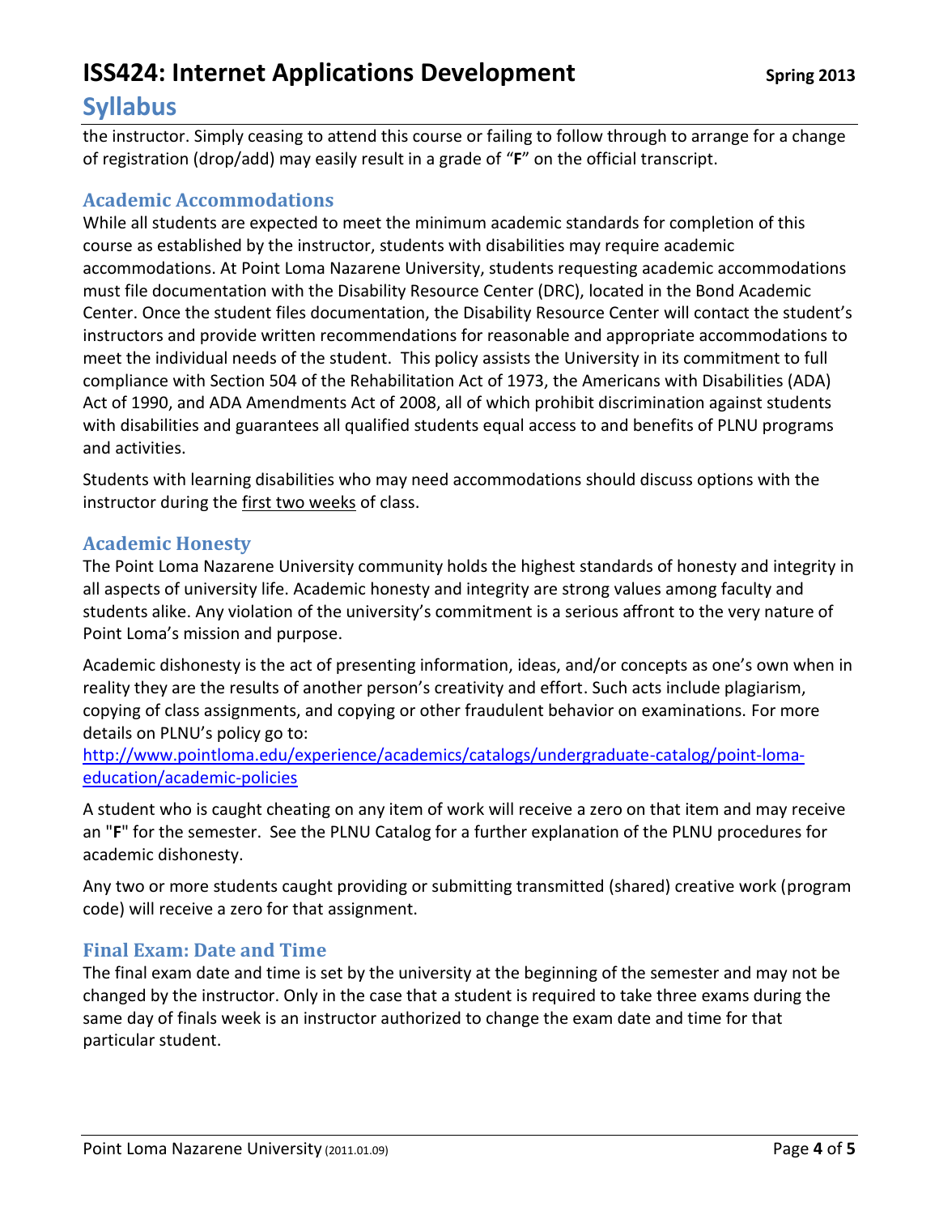the instructor. Simply ceasing to attend this course or failing to follow through to arrange for a change of registration (drop/add) may easily result in a grade of "**F**" on the official transcript.

### Academic Accommodations

While all students are expected to meet the minimum academic standards for completion of this course as established by the instructor, students with disabilities may require academic accommodations. At Point Loma Nazarene University, students requesting academic accommodations must file documentation with the Disability Resource Center (DRC), located in the Bond Academic Center. Once the student files documentation, the Disability Resource Center will contact the student's instructors and provide written recommendations for reasonable and appropriate accommodations to meet the individual needs of the student. This policy assists the University in its commitment to full compliance with Section 504 of the Rehabilitation Act of 1973, the Americans with Disabilities (ADA) Act of 1990, and ADA Amendments Act of 2008, all of which prohibit discrimination against students with disabilities and guarantees all qualified students equal access to and benefits of PLNU programs and activities.

Students with learning disabilities who may need accommodations should discuss options with the instructor during the first two weeks of class.

### Academic Honesty

The Point Loma Nazarene University community holds the highest standards of honesty and integrity in all aspects of university life. Academic honesty and integrity are strong values among faculty and students alike. Any violation of the university's commitment is a serious affront to the very nature of Point Loma's mission and purpose.

Academic dishonesty is the act of presenting information, ideas, and/or concepts as one's own when in reality they are the results of another person's creativity and effort. Such acts include plagiarism, copying of class assignments, and copying or other fraudulent behavior on examinations. For more details on PLNU's policy go to:
[http://www.pointloma.edu/experience/academics/catalogs/undergraduate-catalog/point-loma-education/academic-policies](http://www.pointloma.edu/experience/academics/catalogs/undergraduate-catalog/point-loma-education/academic-policies)

A student who is caught cheating on any item of work will receive a zero on that item and may receive an "**F**" for the semester. See the PLNU Catalog for a further explanation of the PLNU procedures for academic dishonesty.

Any two or more students caught providing or submitting transmitted (shared) creative work (program code) will receive a zero for that assignment.

### Final Exam: Date and Time

The final exam date and time is set by the university at the beginning of the semester and may not be changed by the instructor. Only in the case that a student is required to take three exams during the same day of finals week is an instructor authorized to change the exam date and time for that particular student.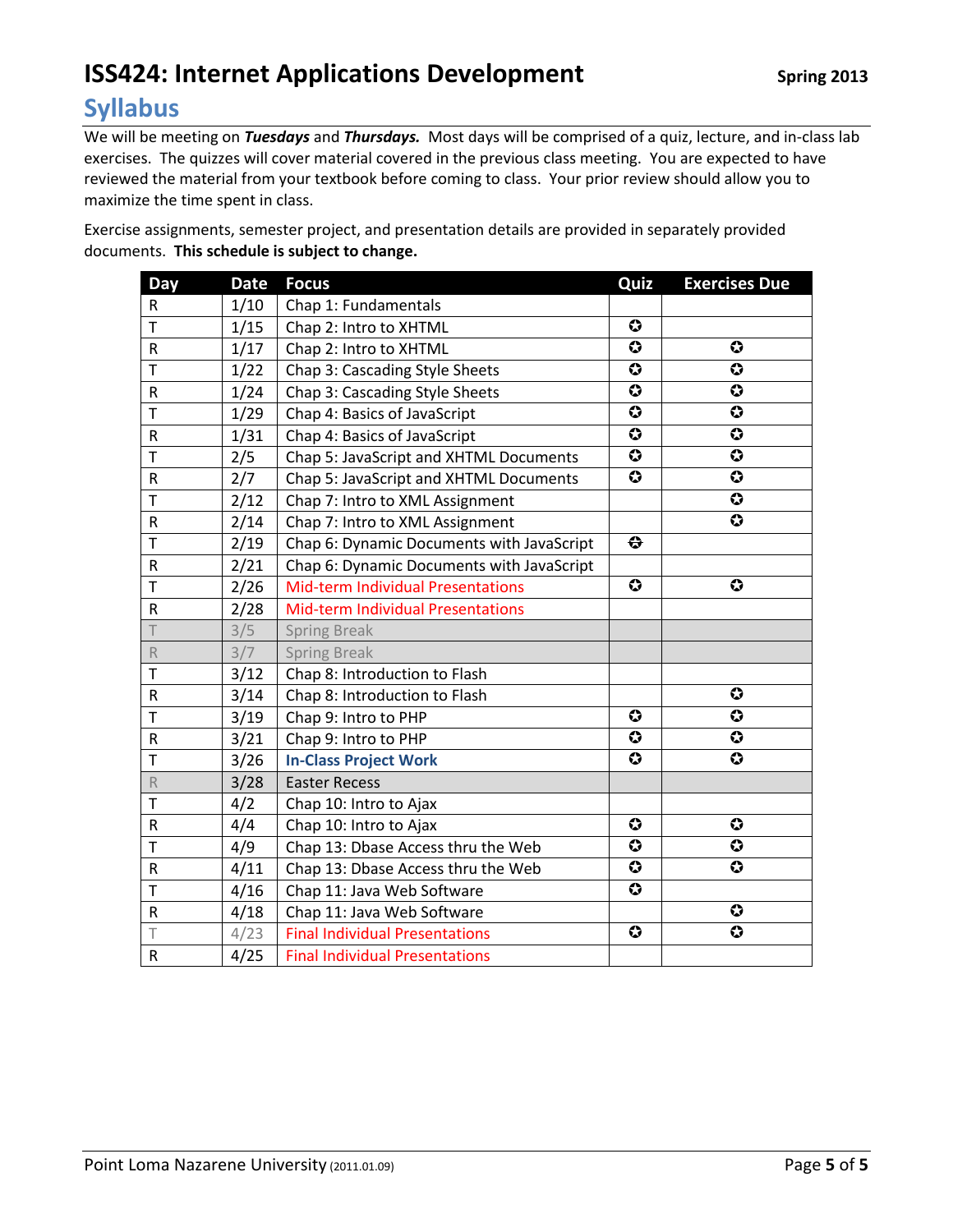# ISS424: Internet Applications Development

**Spring 2013**

## Syllabus

We will be meeting on ***Tuesdays*** and ***Thursdays.*** Most days will be comprised of a quiz, lecture, and in-class lab exercises. The quizzes will cover material covered in the previous class meeting. You are expected to have reviewed the material from your textbook before coming to class. Your prior review should allow you to maximize the time spent in class.

Exercise assignments, semester project, and presentation details are provided in separately provided documents. **This schedule is subject to change.**

| Day | Date | Focus | Quiz | Exercises Due |
|---|---|---|---|---|
| R | 1/10 | Chap 1: Fundamentals | | |
| T | 1/15 | Chap 2: Intro to XHTML | ✪ | |
| R | 1/17 | Chap 2: Intro to XHTML | ✪ | ✪ |
| T | 1/22 | Chap 3: Cascading Style Sheets | ✪ | ✪ |
| R | 1/24 | Chap 3: Cascading Style Sheets | ✪ | ✪ |
| T | 1/29 | Chap 4: Basics of JavaScript | ✪ | ✪ |
| R | 1/31 | Chap 4: Basics of JavaScript | ✪ | ✪ |
| T | 2/5 | Chap 5: JavaScript and XHTML Documents | ✪ | ✪ |
| R | 2/7 | Chap 5: JavaScript and XHTML Documents | ✪ | ✪ |
| T | 2/12 | Chap 7: Intro to XML Assignment | | ✪ |
| R | 2/14 | Chap 7: Intro to XML Assignment | | ✪ |
| T | 2/19 | Chap 6: Dynamic Documents with JavaScript | ✪ | |
| R | 2/21 | Chap 6: Dynamic Documents with JavaScript | | |
| T | 2/26 | Mid-term Individual Presentations | ✪ | ✪ |
| R | 2/28 | Mid-term Individual Presentations | | |
| T | 3/5 | Spring Break | | |
| R | 3/7 | Spring Break | | |
| T | 3/12 | Chap 8: Introduction to Flash | | |
| R | 3/14 | Chap 8: Introduction to Flash | | ✪ |
| T | 3/19 | Chap 9: Intro to PHP | ✪ | ✪ |
| R | 3/21 | Chap 9: Intro to PHP | ✪ | ✪ |
| T | 3/26 | **In-Class Project Work** | ✪ | ✪ |
| R | 3/28 | Easter Recess | | |
| T | 4/2 | Chap 10: Intro to Ajax | | |
| R | 4/4 | Chap 10: Intro to Ajax | ✪ | ✪ |
| T | 4/9 | Chap 13: Dbase Access thru the Web | ✪ | ✪ |
| R | 4/11 | Chap 13: Dbase Access thru the Web | ✪ | ✪ |
| T | 4/16 | Chap 11: Java Web Software | ✪ | |
| R | 4/18 | Chap 11: Java Web Software | | ✪ |
| T | 4/23 | Final Individual Presentations | ✪ | ✪ |
| R | 4/25 | Final Individual Presentations | | |